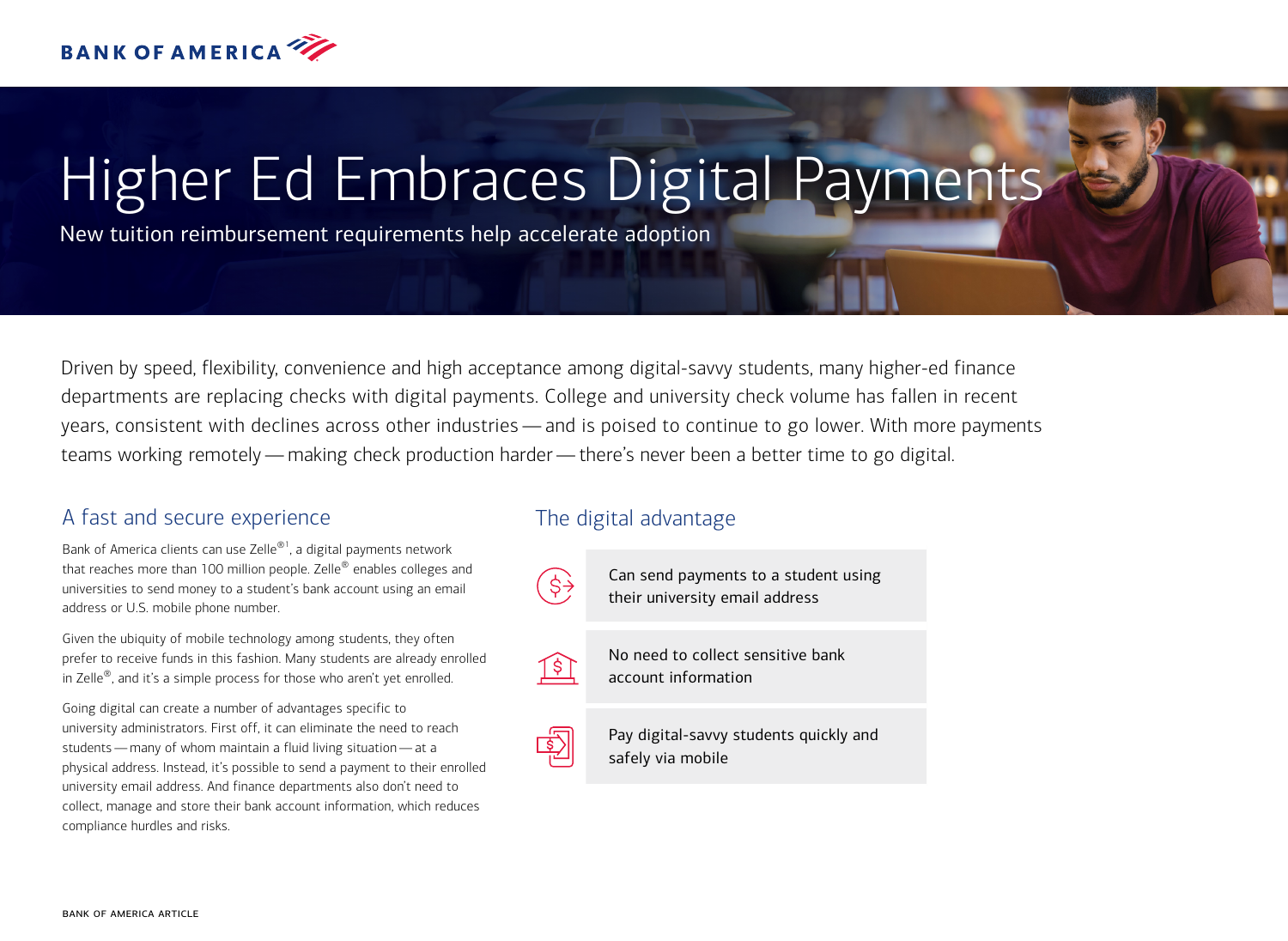# Higher Ed Embraces Digital Payments

New tuition reimbursement requirements help accelerate adoption

Driven by speed, flexibility, convenience and high acceptance among digital-savvy students, many higher-ed finance departments are replacing checks with digital payments. College and university check volume has fallen in recent years, consistent with declines across other industries — and is poised to continue to go lower. With more payments teams working remotely — making check production harder — there's never been a better time to go digital.

## A fast and secure experience

Bank of America clients can use Zelle®[1], a digital payments network that reaches more than 100 million people. Zelle® enables colleges and universities to send money to a student's bank account using an email address or U.S. mobile phone number.

Given the ubiquity of mobile technology among students, they often prefer to receive funds in this fashion. Many students are already enrolled in Zelle®, and it's a simple process for those who aren't yet enrolled.

Going digital can create a number of advantages specific to university administrators. First off, it can eliminate the need to reach students — many of whom maintain a fluid living situation — at a physical address. Instead, it's possible to send a payment to their enrolled university email address. And finance departments also don't need to collect, manage and store their bank account information, which reduces compliance hurdles and risks.

## The digital advantage

- Can send payments to a student using their university email address
- No need to collect sensitive bank account information
- Pay digital-savvy students quickly and safely via mobile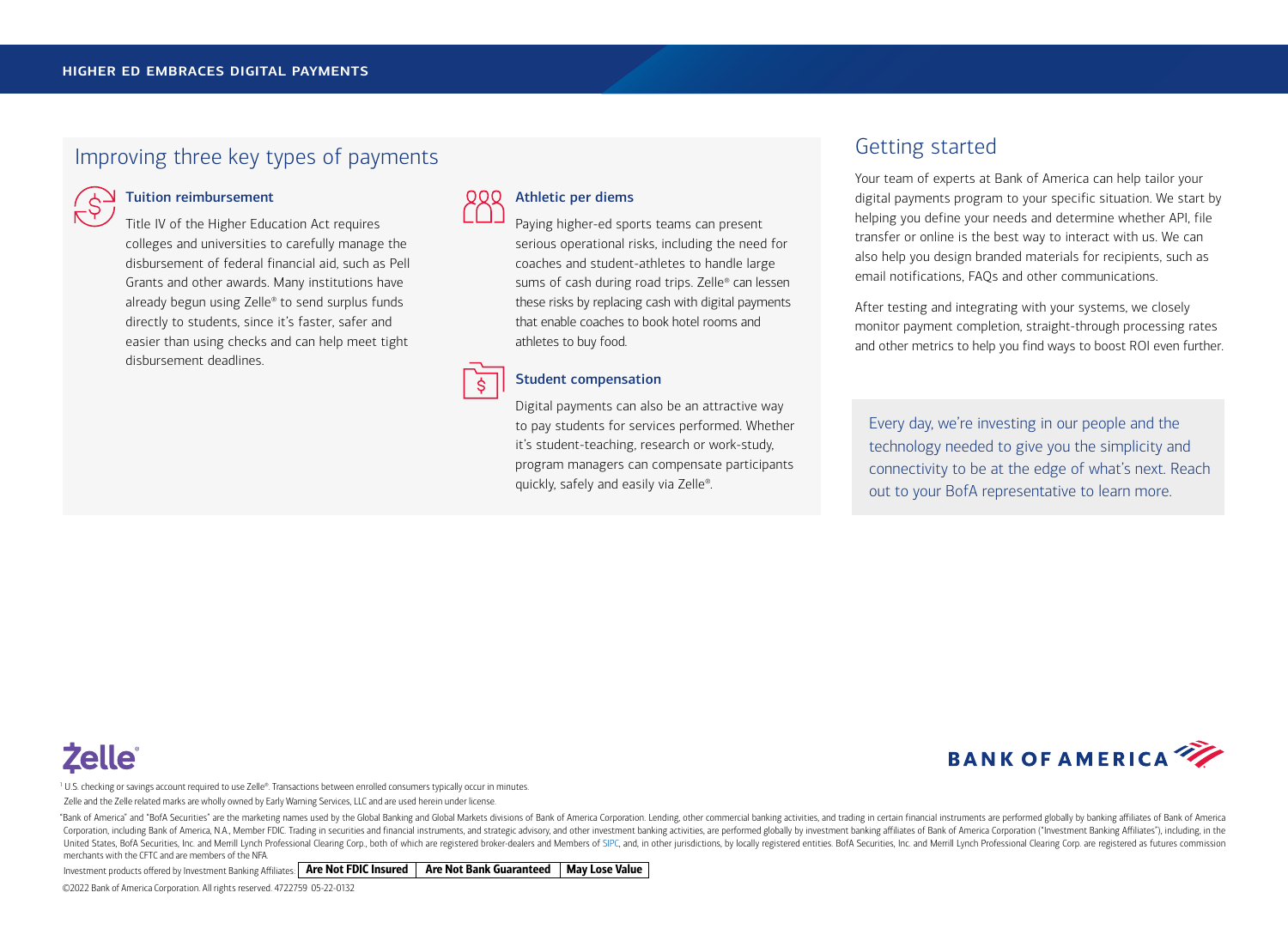## Improving three key types of payments

### Tuition reimbursement

Title IV of the Higher Education Act requires colleges and universities to carefully manage the disbursement of federal financial aid, such as Pell Grants and other awards. Many institutions have already begun using Zelle® to send surplus funds directly to students, since it's faster, safer and easier than using checks and can help meet tight disbursement deadlines.

### Athletic per diems

Paying higher-ed sports teams can present serious operational risks, including the need for coaches and student-athletes to handle large sums of cash during road trips. Zelle® can lessen these risks by replacing cash with digital payments that enable coaches to book hotel rooms and athletes to buy food.

### Student compensation

Digital payments can also be an attractive way to pay students for services performed. Whether it's student-teaching, research or work-study, program managers can compensate participants quickly, safely and easily via Zelle®.

## Getting started

Your team of experts at Bank of America can help tailor your digital payments program to your specific situation. We start by helping you define your needs and determine whether API, file transfer or online is the best way to interact with us. We can also help you design branded materials for recipients, such as email notifications, FAQs and other communications.

After testing and integrating with your systems, we closely monitor payment completion, straight-through processing rates and other metrics to help you find ways to boost ROI even further.

Every day, we're investing in our people and the technology needed to give you the simplicity and connectivity to be at the edge of what's next. Reach out to your BofA representative to learn more.

Zelle®

BANK OF AMERICA

[1] U.S. checking or savings account required to use Zelle®. Transactions between enrolled consumers typically occur in minutes.

Zelle and the Zelle related marks are wholly owned by Early Warning Services, LLC and are used herein under license.

"Bank of America" and "BofA Securities" are the marketing names used by the Global Banking and Global Markets divisions of Bank of America Corporation. Lending, other commercial banking activities, and trading in certain financial instruments are performed globally by banking affiliates of Bank of America Corporation, including Bank of America, N.A., Member FDIC. Trading in securities and financial instruments, and strategic advisory, and other investment banking activities, are performed globally by investment banking affiliates of Bank of America Corporation ("Investment Banking Affiliates"), including, in the United States, BofA Securities, Inc. and Merrill Lynch Professional Clearing Corp., both of which are registered broker-dealers and Members of SIPC, and, in other jurisdictions, by locally registered entities. BofA Securities, Inc. and Merrill Lynch Professional Clearing Corp. are registered as futures commission merchants with the CFTC and are members of the NFA.

Investment products offered by Investment Banking Affiliates: **Are Not FDIC Insured | Are Not Bank Guaranteed | May Lose Value**

©2022 Bank of America Corporation. All rights reserved. 4722759 05-22-0132